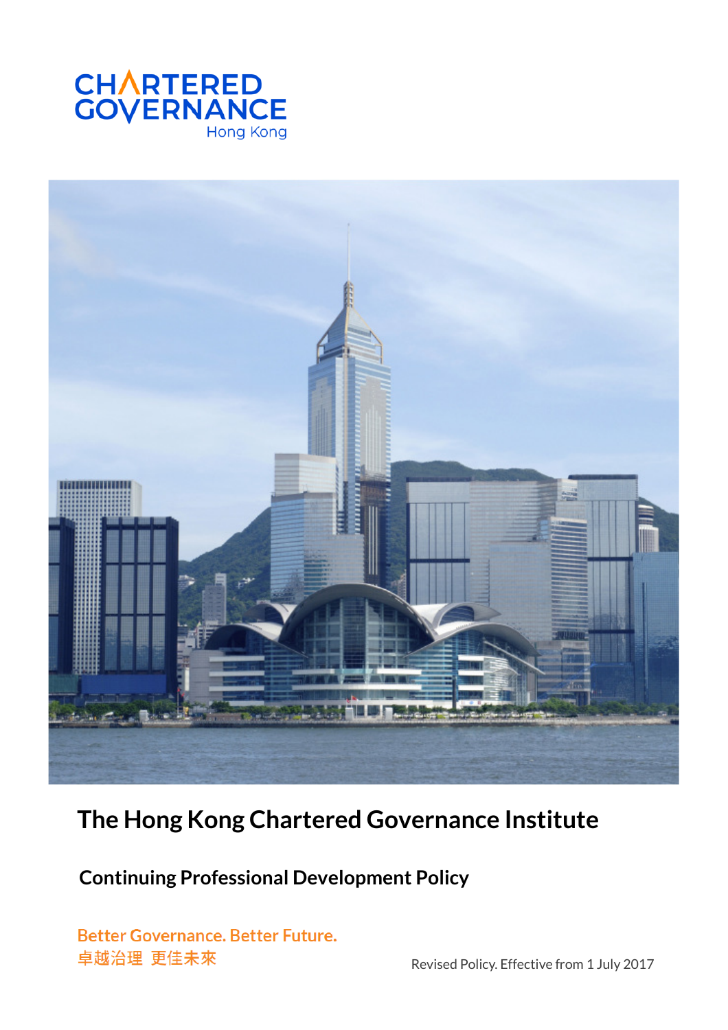CHARTERED GOVERNANCE
Hong Kong

# The Hong Kong Chartered Governance Institute

## Continuing Professional Development Policy

Better Governance. Better Future.
卓越治理 更佳未來

Revised Policy. Effective from 1 July 2017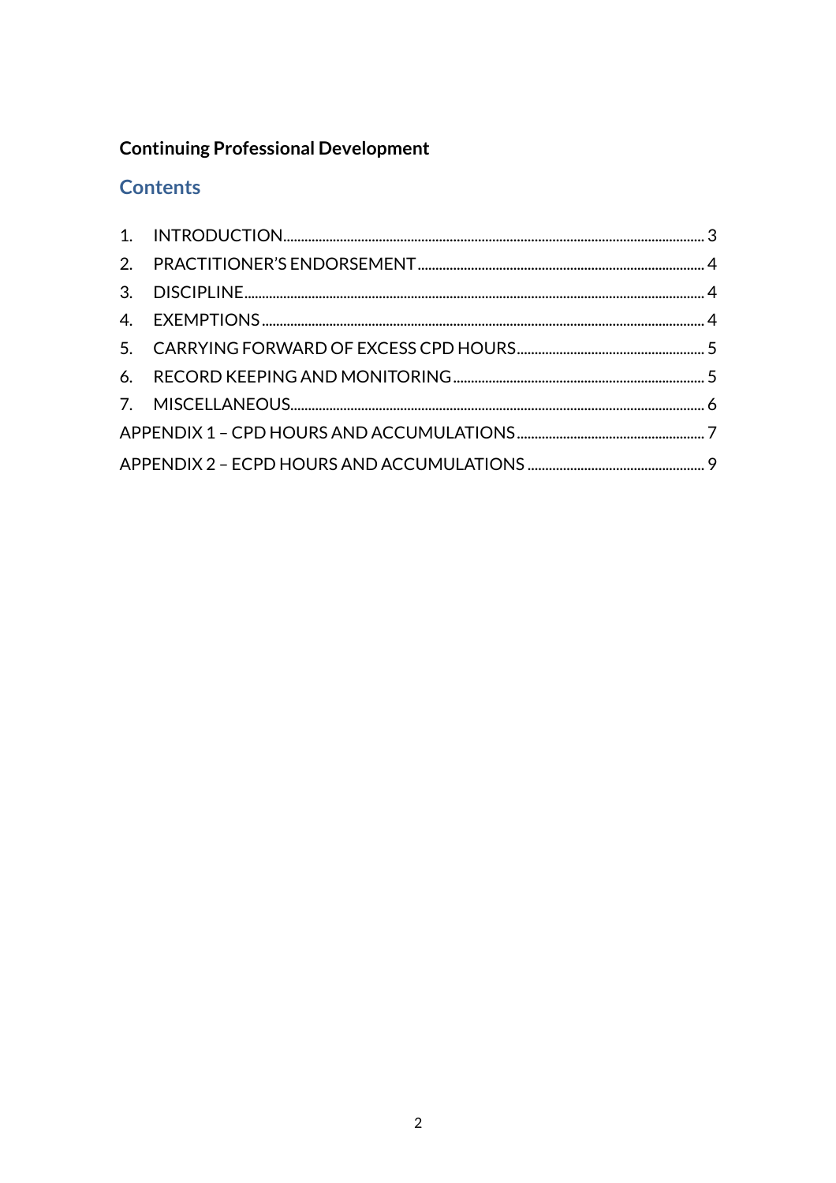**Continuing Professional Development**

## Contents

1. INTRODUCTION ........ 3
2. PRACTITIONER'S ENDORSEMENT ........ 4
3. DISCIPLINE ........ 4
4. EXEMPTIONS ........ 4
5. CARRYING FORWARD OF EXCESS CPD HOURS ........ 5
6. RECORD KEEPING AND MONITORING ........ 5
7. MISCELLANEOUS ........ 6

APPENDIX 1 – CPD HOURS AND ACCUMULATIONS ........ 7

APPENDIX 2 – ECPD HOURS AND ACCUMULATIONS ........ 9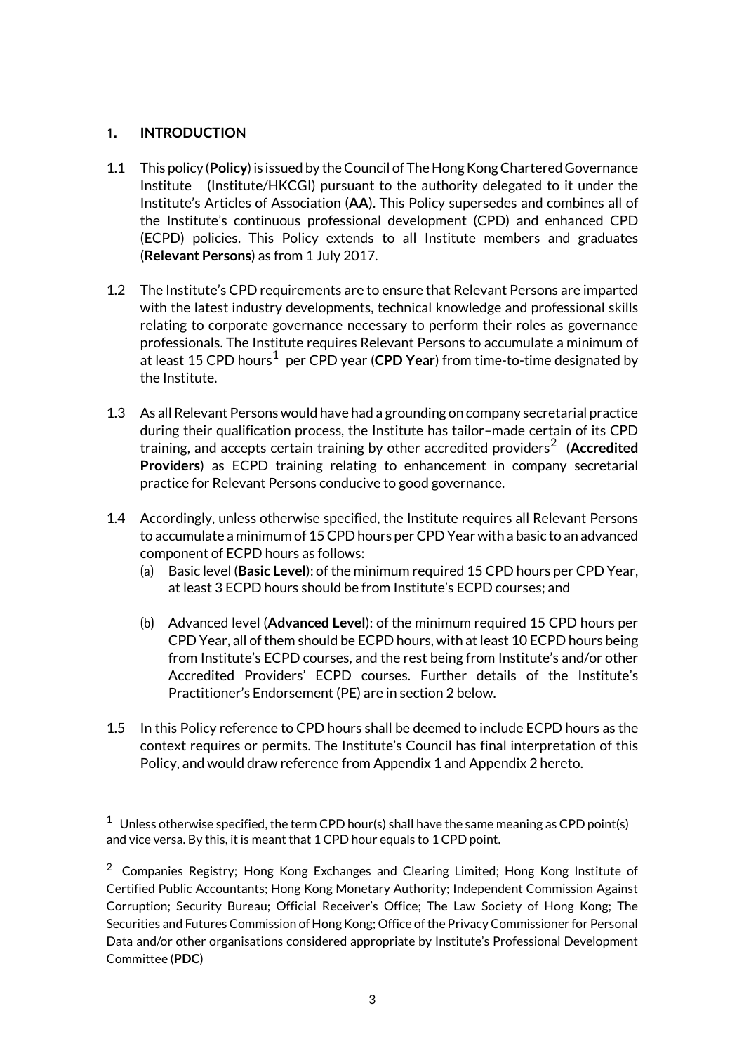## 1. INTRODUCTION

1.1 This policy (**Policy**) is issued by the Council of The Hong Kong Chartered Governance Institute (Institute/HKCGI) pursuant to the authority delegated to it under the Institute's Articles of Association (**AA**). This Policy supersedes and combines all of the Institute's continuous professional development (CPD) and enhanced CPD (ECPD) policies. This Policy extends to all Institute members and graduates (**Relevant Persons**) as from 1 July 2017.

1.2 The Institute's CPD requirements are to ensure that Relevant Persons are imparted with the latest industry developments, technical knowledge and professional skills relating to corporate governance necessary to perform their roles as governance professionals. The Institute requires Relevant Persons to accumulate a minimum of at least 15 CPD hours[1] per CPD year (**CPD Year**) from time-to-time designated by the Institute.

1.3 As all Relevant Persons would have had a grounding on company secretarial practice during their qualification process, the Institute has tailor–made certain of its CPD training, and accepts certain training by other accredited providers[2] (**Accredited Providers**) as ECPD training relating to enhancement in company secretarial practice for Relevant Persons conducive to good governance.

1.4 Accordingly, unless otherwise specified, the Institute requires all Relevant Persons to accumulate a minimum of 15 CPD hours per CPD Year with a basic to an advanced component of ECPD hours as follows:

(a) Basic level (**Basic Level**): of the minimum required 15 CPD hours per CPD Year, at least 3 ECPD hours should be from Institute's ECPD courses; and

(b) Advanced level (**Advanced Level**): of the minimum required 15 CPD hours per CPD Year, all of them should be ECPD hours, with at least 10 ECPD hours being from Institute's ECPD courses, and the rest being from Institute's and/or other Accredited Providers' ECPD courses. Further details of the Institute's Practitioner's Endorsement (PE) are in section 2 below.

1.5 In this Policy reference to CPD hours shall be deemed to include ECPD hours as the context requires or permits. The Institute's Council has final interpretation of this Policy, and would draw reference from Appendix 1 and Appendix 2 hereto.

---

[1] Unless otherwise specified, the term CPD hour(s) shall have the same meaning as CPD point(s) and vice versa. By this, it is meant that 1 CPD hour equals to 1 CPD point.

[2] Companies Registry; Hong Kong Exchanges and Clearing Limited; Hong Kong Institute of Certified Public Accountants; Hong Kong Monetary Authority; Independent Commission Against Corruption; Security Bureau; Official Receiver's Office; The Law Society of Hong Kong; The Securities and Futures Commission of Hong Kong; Office of the Privacy Commissioner for Personal Data and/or other organisations considered appropriate by Institute's Professional Development Committee (**PDC**)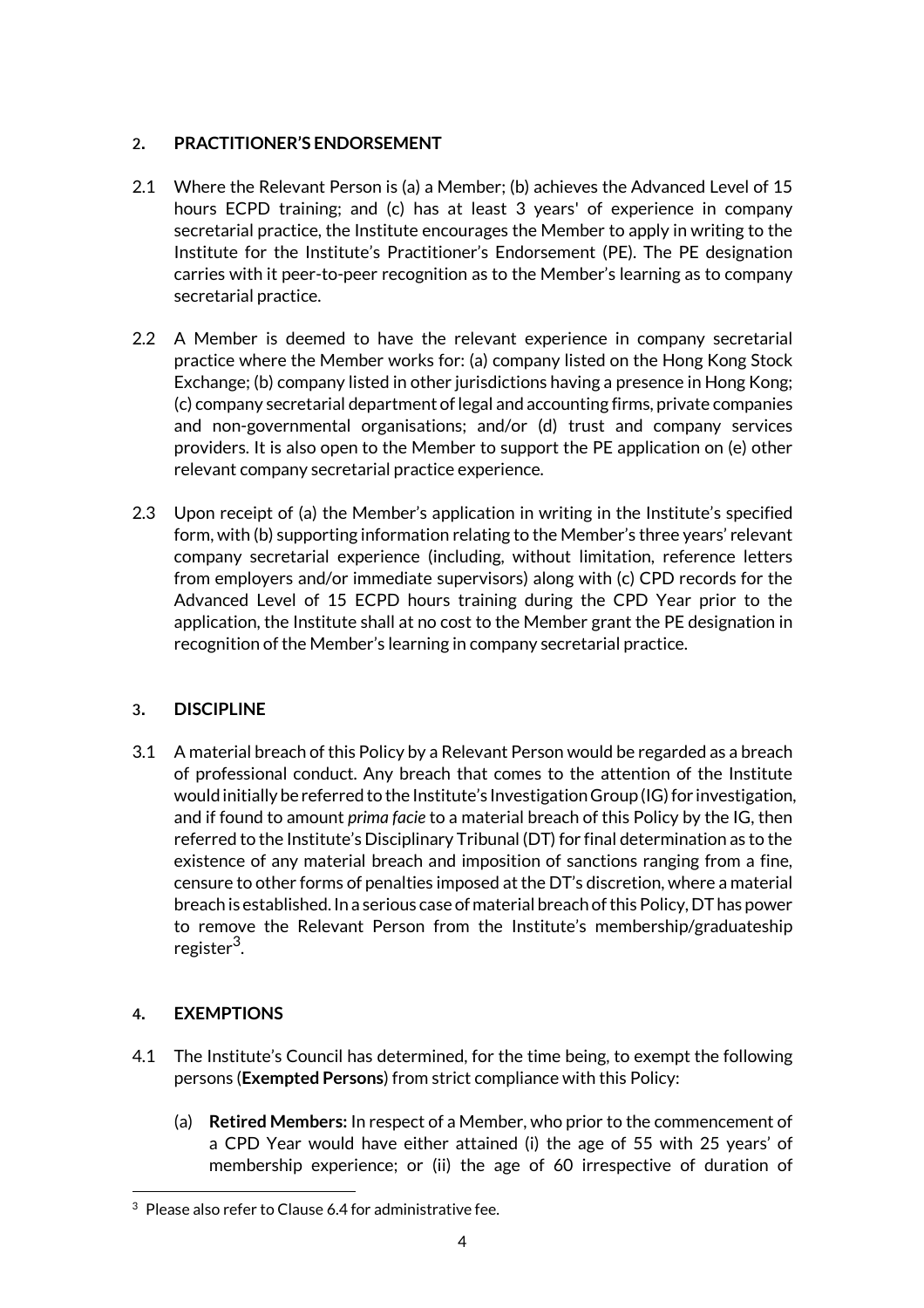## 2. PRACTITIONER'S ENDORSEMENT

2.1 Where the Relevant Person is (a) a Member; (b) achieves the Advanced Level of 15 hours ECPD training; and (c) has at least 3 years' of experience in company secretarial practice, the Institute encourages the Member to apply in writing to the Institute for the Institute's Practitioner's Endorsement (PE). The PE designation carries with it peer-to-peer recognition as to the Member's learning as to company secretarial practice.

2.2 A Member is deemed to have the relevant experience in company secretarial practice where the Member works for: (a) company listed on the Hong Kong Stock Exchange; (b) company listed in other jurisdictions having a presence in Hong Kong; (c) company secretarial department of legal and accounting firms, private companies and non-governmental organisations; and/or (d) trust and company services providers. It is also open to the Member to support the PE application on (e) other relevant company secretarial practice experience.

2.3 Upon receipt of (a) the Member's application in writing in the Institute's specified form, with (b) supporting information relating to the Member's three years' relevant company secretarial experience (including, without limitation, reference letters from employers and/or immediate supervisors) along with (c) CPD records for the Advanced Level of 15 ECPD hours training during the CPD Year prior to the application, the Institute shall at no cost to the Member grant the PE designation in recognition of the Member's learning in company secretarial practice.

## 3. DISCIPLINE

3.1 A material breach of this Policy by a Relevant Person would be regarded as a breach of professional conduct. Any breach that comes to the attention of the Institute would initially be referred to the Institute's Investigation Group (IG) for investigation, and if found to amount *prima facie* to a material breach of this Policy by the IG, then referred to the Institute's Disciplinary Tribunal (DT) for final determination as to the existence of any material breach and imposition of sanctions ranging from a fine, censure to other forms of penalties imposed at the DT's discretion, where a material breach is established. In a serious case of material breach of this Policy, DT has power to remove the Relevant Person from the Institute's membership/graduateship register[3].

## 4. EXEMPTIONS

4.1 The Institute's Council has determined, for the time being, to exempt the following persons (**Exempted Persons**) from strict compliance with this Policy:

(a) **Retired Members:** In respect of a Member, who prior to the commencement of a CPD Year would have either attained (i) the age of 55 with 25 years' of membership experience; or (ii) the age of 60 irrespective of duration of

[3] Please also refer to Clause 6.4 for administrative fee.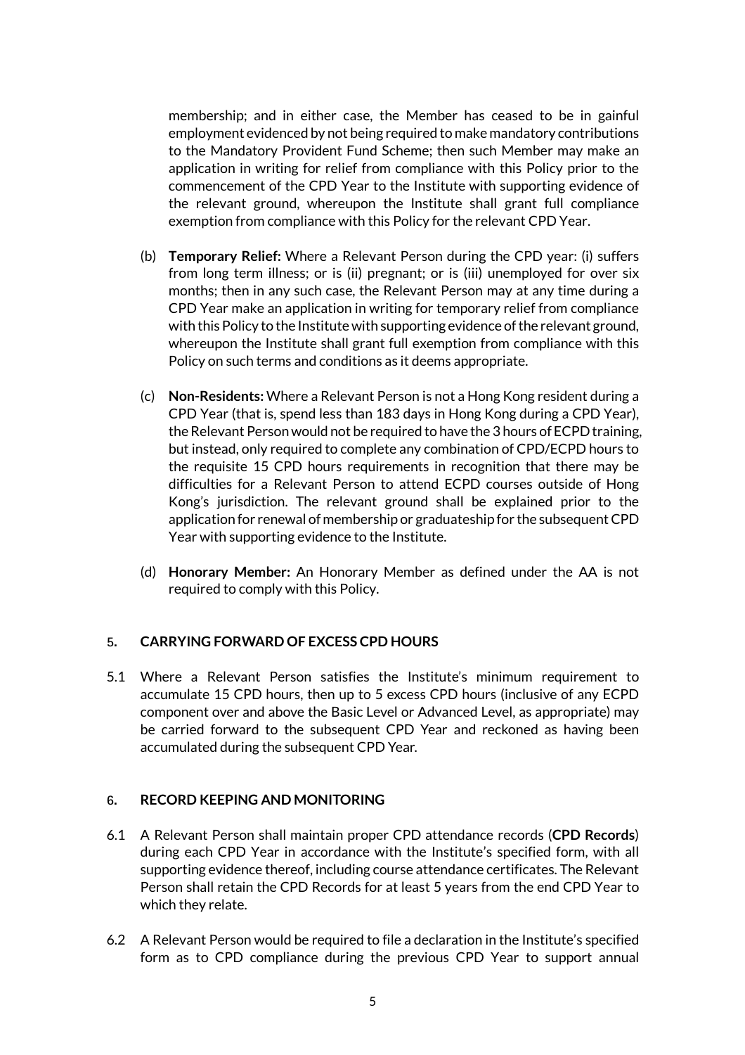membership; and in either case, the Member has ceased to be in gainful employment evidenced by not being required to make mandatory contributions to the Mandatory Provident Fund Scheme; then such Member may make an application in writing for relief from compliance with this Policy prior to the commencement of the CPD Year to the Institute with supporting evidence of the relevant ground, whereupon the Institute shall grant full compliance exemption from compliance with this Policy for the relevant CPD Year.

(b) **Temporary Relief:** Where a Relevant Person during the CPD year: (i) suffers from long term illness; or is (ii) pregnant; or is (iii) unemployed for over six months; then in any such case, the Relevant Person may at any time during a CPD Year make an application in writing for temporary relief from compliance with this Policy to the Institute with supporting evidence of the relevant ground, whereupon the Institute shall grant full exemption from compliance with this Policy on such terms and conditions as it deems appropriate.

(c) **Non-Residents:** Where a Relevant Person is not a Hong Kong resident during a CPD Year (that is, spend less than 183 days in Hong Kong during a CPD Year), the Relevant Person would not be required to have the 3 hours of ECPD training, but instead, only required to complete any combination of CPD/ECPD hours to the requisite 15 CPD hours requirements in recognition that there may be difficulties for a Relevant Person to attend ECPD courses outside of Hong Kong's jurisdiction. The relevant ground shall be explained prior to the application for renewal of membership or graduateship for the subsequent CPD Year with supporting evidence to the Institute.

(d) **Honorary Member:** An Honorary Member as defined under the AA is not required to comply with this Policy.

## 5. CARRYING FORWARD OF EXCESS CPD HOURS

5.1 Where a Relevant Person satisfies the Institute's minimum requirement to accumulate 15 CPD hours, then up to 5 excess CPD hours (inclusive of any ECPD component over and above the Basic Level or Advanced Level, as appropriate) may be carried forward to the subsequent CPD Year and reckoned as having been accumulated during the subsequent CPD Year.

## 6. RECORD KEEPING AND MONITORING

6.1 A Relevant Person shall maintain proper CPD attendance records (**CPD Records**) during each CPD Year in accordance with the Institute's specified form, with all supporting evidence thereof, including course attendance certificates. The Relevant Person shall retain the CPD Records for at least 5 years from the end CPD Year to which they relate.

6.2 A Relevant Person would be required to file a declaration in the Institute's specified form as to CPD compliance during the previous CPD Year to support annual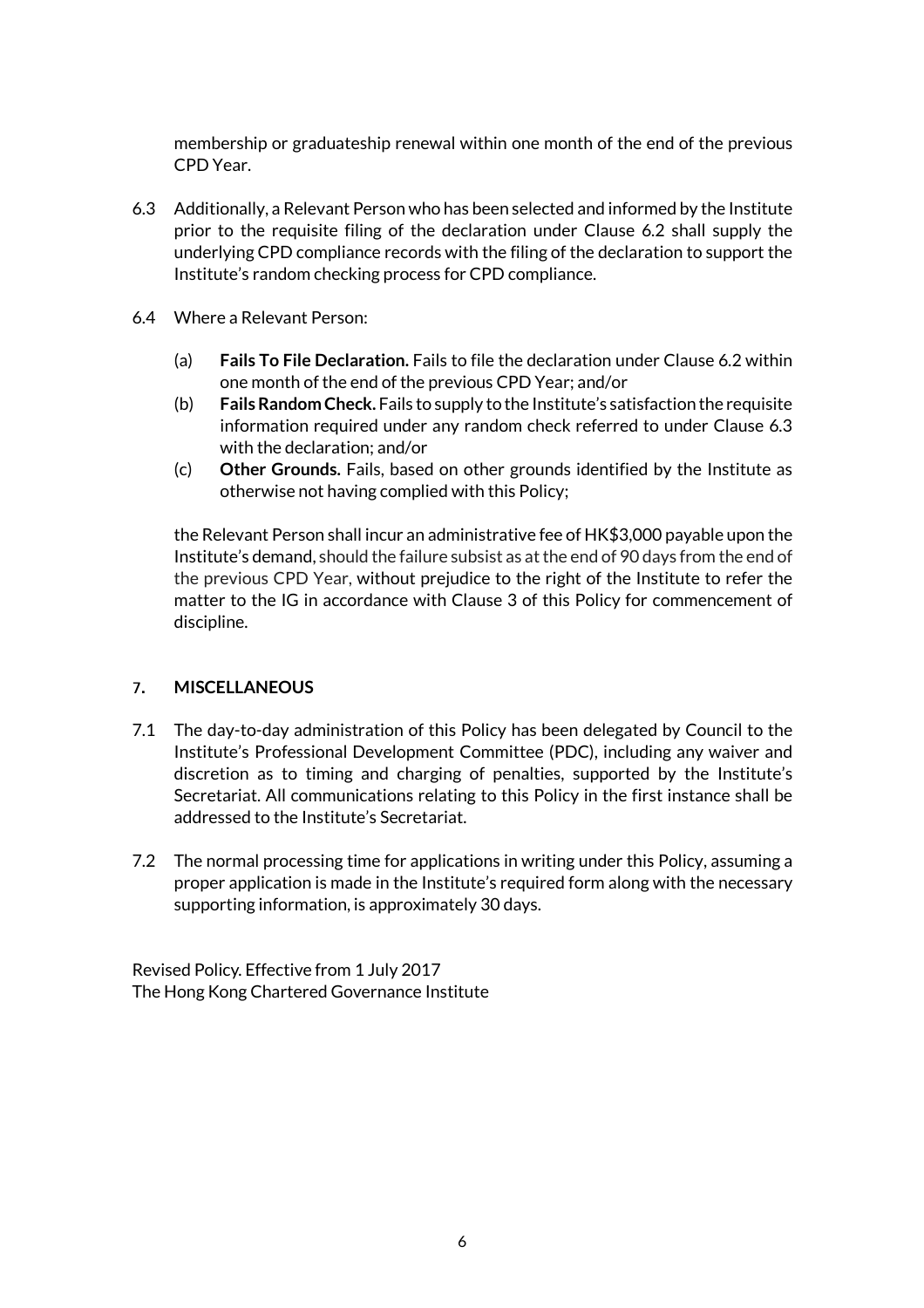membership or graduateship renewal within one month of the end of the previous CPD Year.

6.3 Additionally, a Relevant Person who has been selected and informed by the Institute prior to the requisite filing of the declaration under Clause 6.2 shall supply the underlying CPD compliance records with the filing of the declaration to support the Institute's random checking process for CPD compliance.

6.4 Where a Relevant Person:

(a) **Fails To File Declaration.** Fails to file the declaration under Clause 6.2 within one month of the end of the previous CPD Year; and/or

(b) **Fails Random Check.** Fails to supply to the Institute's satisfaction the requisite information required under any random check referred to under Clause 6.3 with the declaration; and/or

(c) **Other Grounds.** Fails, based on other grounds identified by the Institute as otherwise not having complied with this Policy;

the Relevant Person shall incur an administrative fee of HK$3,000 payable upon the Institute's demand, should the failure subsist as at the end of 90 days from the end of the previous CPD Year, without prejudice to the right of the Institute to refer the matter to the IG in accordance with Clause 3 of this Policy for commencement of discipline.

## 7. MISCELLANEOUS

7.1 The day-to-day administration of this Policy has been delegated by Council to the Institute's Professional Development Committee (PDC), including any waiver and discretion as to timing and charging of penalties, supported by the Institute's Secretariat. All communications relating to this Policy in the first instance shall be addressed to the Institute's Secretariat.

7.2 The normal processing time for applications in writing under this Policy, assuming a proper application is made in the Institute's required form along with the necessary supporting information, is approximately 30 days.

Revised Policy. Effective from 1 July 2017
The Hong Kong Chartered Governance Institute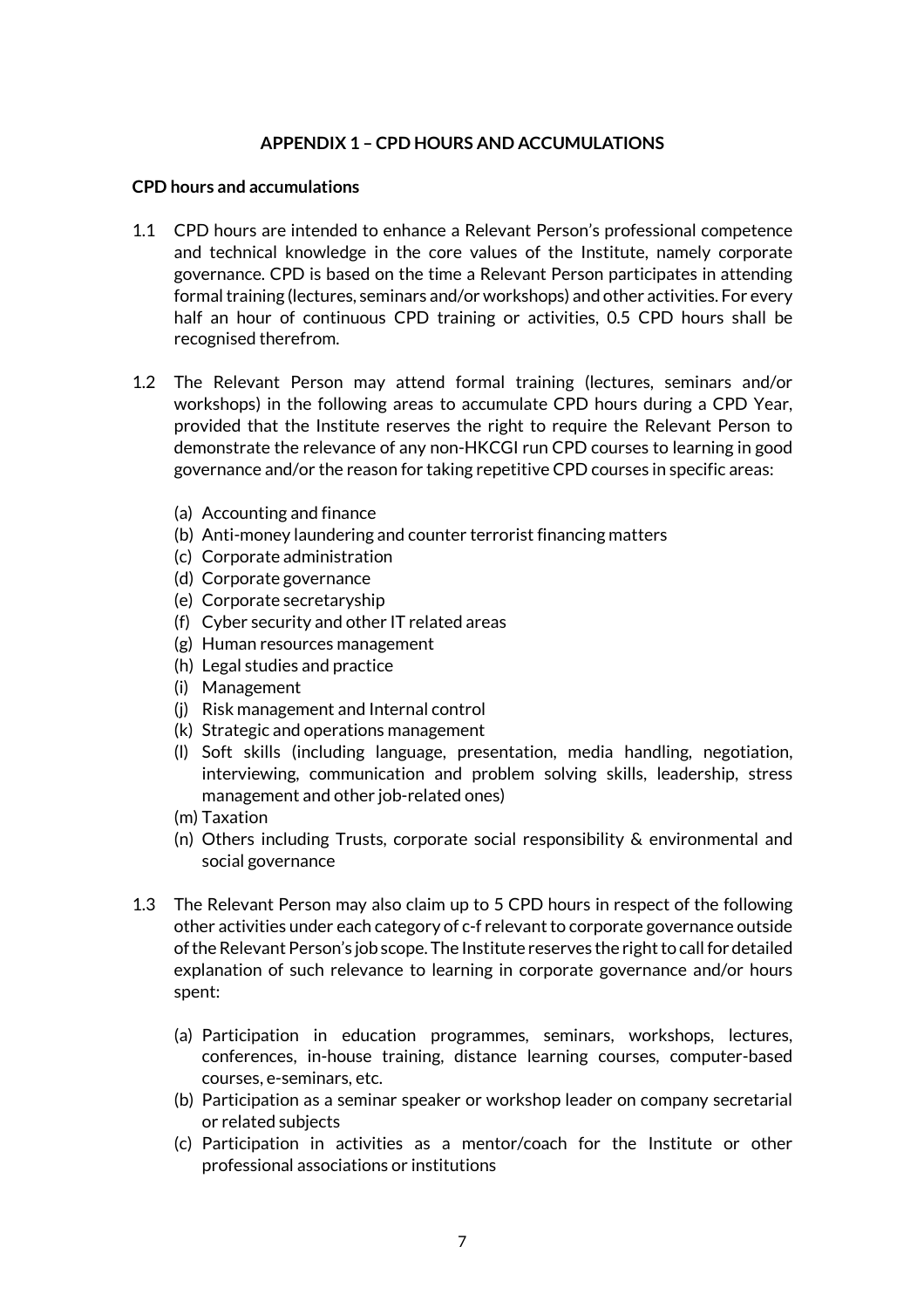## APPENDIX 1 – CPD HOURS AND ACCUMULATIONS

### CPD hours and accumulations

1.1 CPD hours are intended to enhance a Relevant Person's professional competence and technical knowledge in the core values of the Institute, namely corporate governance. CPD is based on the time a Relevant Person participates in attending formal training (lectures, seminars and/or workshops) and other activities. For every half an hour of continuous CPD training or activities, 0.5 CPD hours shall be recognised therefrom.

1.2 The Relevant Person may attend formal training (lectures, seminars and/or workshops) in the following areas to accumulate CPD hours during a CPD Year, provided that the Institute reserves the right to require the Relevant Person to demonstrate the relevance of any non-HKCGI run CPD courses to learning in good governance and/or the reason for taking repetitive CPD courses in specific areas:

   (a) Accounting and finance
   (b) Anti-money laundering and counter terrorist financing matters
   (c) Corporate administration
   (d) Corporate governance
   (e) Corporate secretaryship
   (f) Cyber security and other IT related areas
   (g) Human resources management
   (h) Legal studies and practice
   (i) Management
   (j) Risk management and Internal control
   (k) Strategic and operations management
   (l) Soft skills (including language, presentation, media handling, negotiation, interviewing, communication and problem solving skills, leadership, stress management and other job-related ones)
   (m) Taxation
   (n) Others including Trusts, corporate social responsibility & environmental and social governance

1.3 The Relevant Person may also claim up to 5 CPD hours in respect of the following other activities under each category of c-f relevant to corporate governance outside of the Relevant Person's job scope. The Institute reserves the right to call for detailed explanation of such relevance to learning in corporate governance and/or hours spent:

   (a) Participation in education programmes, seminars, workshops, lectures, conferences, in-house training, distance learning courses, computer-based courses, e-seminars, etc.
   (b) Participation as a seminar speaker or workshop leader on company secretarial or related subjects
   (c) Participation in activities as a mentor/coach for the Institute or other professional associations or institutions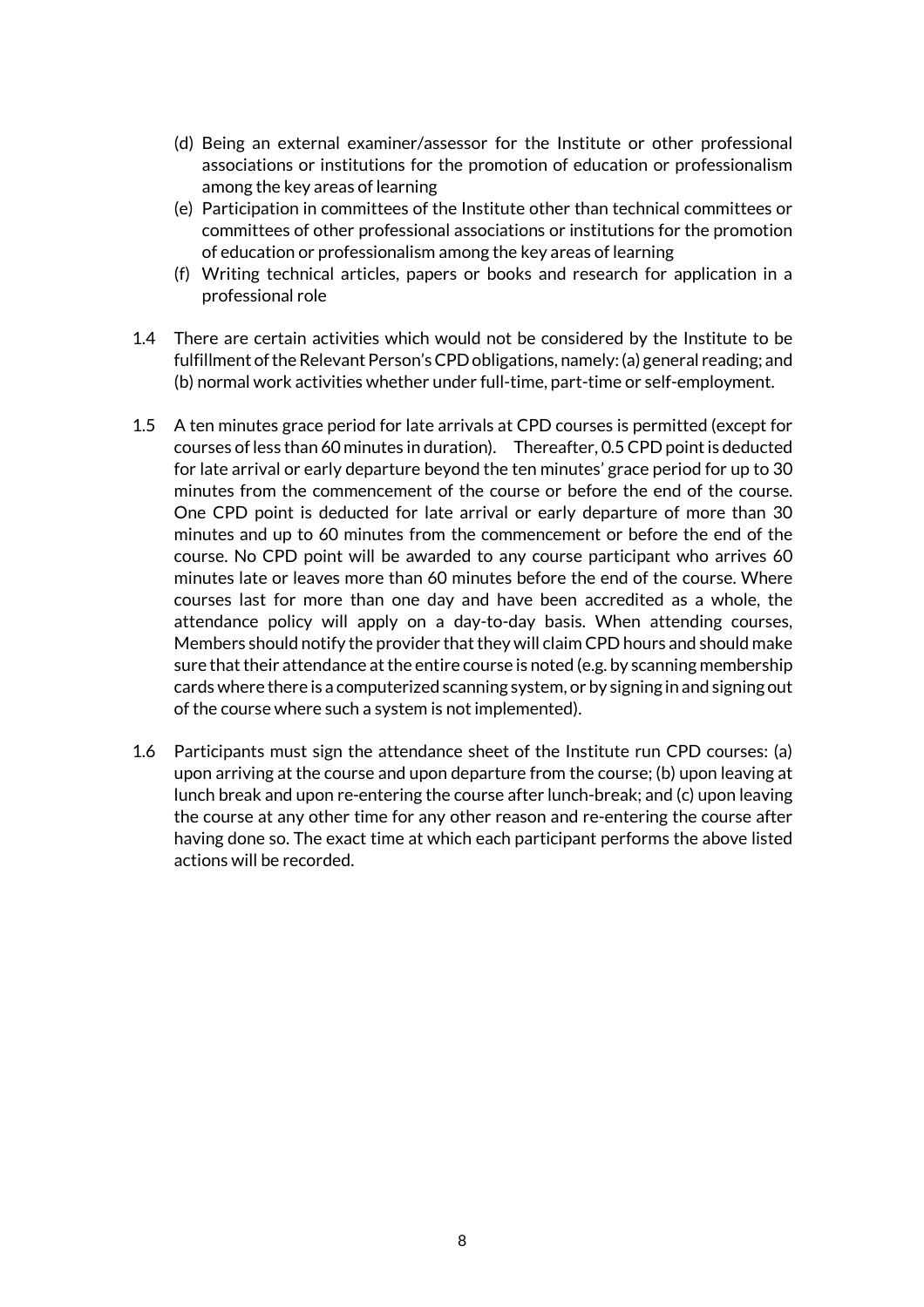(d) Being an external examiner/assessor for the Institute or other professional associations or institutions for the promotion of education or professionalism among the key areas of learning

(e) Participation in committees of the Institute other than technical committees or committees of other professional associations or institutions for the promotion of education or professionalism among the key areas of learning

(f) Writing technical articles, papers or books and research for application in a professional role

1.4 There are certain activities which would not be considered by the Institute to be fulfillment of the Relevant Person's CPD obligations, namely: (a) general reading; and (b) normal work activities whether under full-time, part-time or self-employment.

1.5 A ten minutes grace period for late arrivals at CPD courses is permitted (except for courses of less than 60 minutes in duration). Thereafter, 0.5 CPD point is deducted for late arrival or early departure beyond the ten minutes' grace period for up to 30 minutes from the commencement of the course or before the end of the course. One CPD point is deducted for late arrival or early departure of more than 30 minutes and up to 60 minutes from the commencement or before the end of the course. No CPD point will be awarded to any course participant who arrives 60 minutes late or leaves more than 60 minutes before the end of the course. Where courses last for more than one day and have been accredited as a whole, the attendance policy will apply on a day-to-day basis. When attending courses, Members should notify the provider that they will claim CPD hours and should make sure that their attendance at the entire course is noted (e.g. by scanning membership cards where there is a computerized scanning system, or by signing in and signing out of the course where such a system is not implemented).

1.6 Participants must sign the attendance sheet of the Institute run CPD courses: (a) upon arriving at the course and upon departure from the course; (b) upon leaving at lunch break and upon re-entering the course after lunch-break; and (c) upon leaving the course at any other time for any other reason and re-entering the course after having done so. The exact time at which each participant performs the above listed actions will be recorded.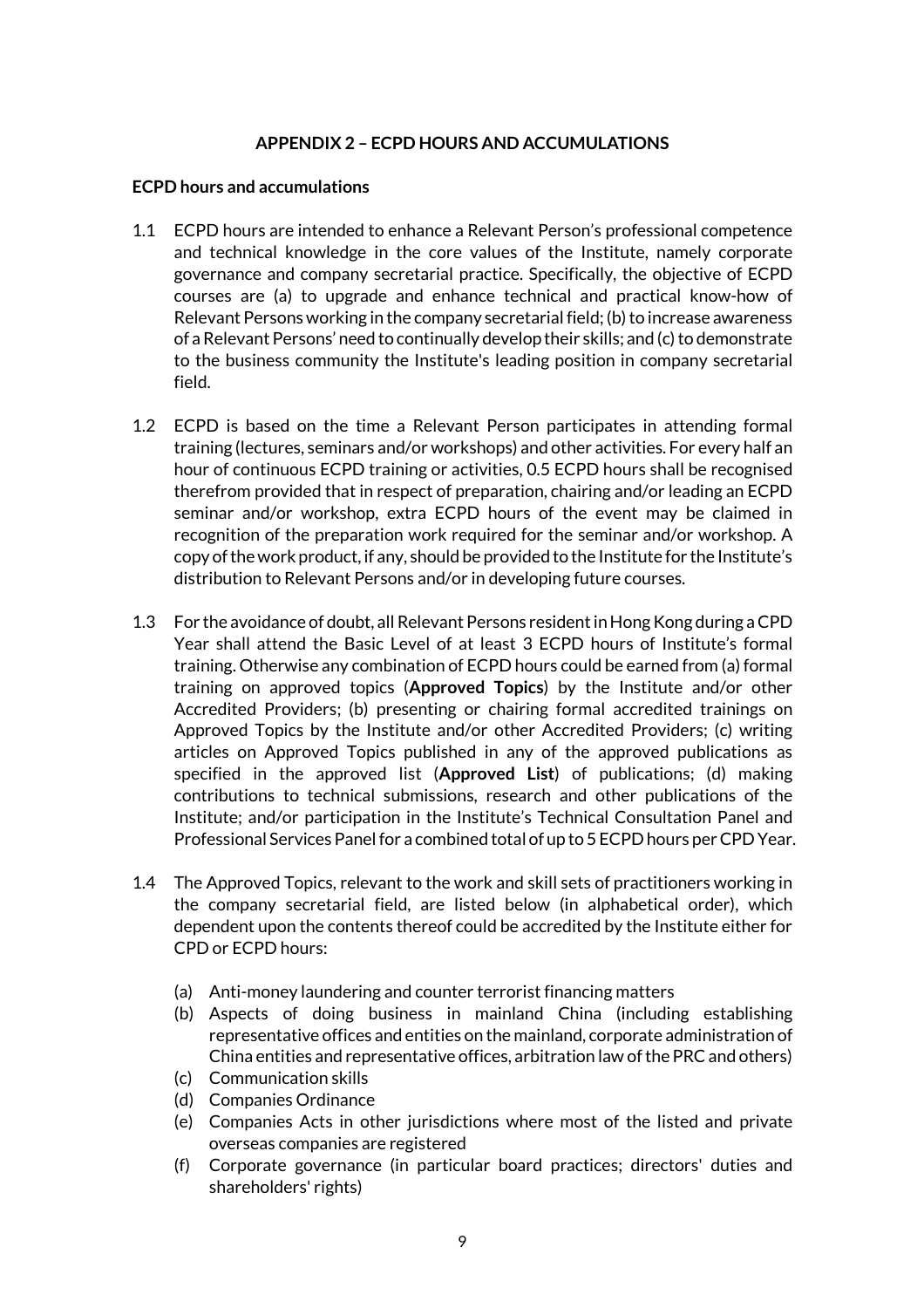**APPENDIX 2 – ECPD HOURS AND ACCUMULATIONS**

**ECPD hours and accumulations**

1.1 ECPD hours are intended to enhance a Relevant Person's professional competence and technical knowledge in the core values of the Institute, namely corporate governance and company secretarial practice. Specifically, the objective of ECPD courses are (a) to upgrade and enhance technical and practical know-how of Relevant Persons working in the company secretarial field; (b) to increase awareness of a Relevant Persons' need to continually develop their skills; and (c) to demonstrate to the business community the Institute's leading position in company secretarial field.

1.2 ECPD is based on the time a Relevant Person participates in attending formal training (lectures, seminars and/or workshops) and other activities. For every half an hour of continuous ECPD training or activities, 0.5 ECPD hours shall be recognised therefrom provided that in respect of preparation, chairing and/or leading an ECPD seminar and/or workshop, extra ECPD hours of the event may be claimed in recognition of the preparation work required for the seminar and/or workshop. A copy of the work product, if any, should be provided to the Institute for the Institute's distribution to Relevant Persons and/or in developing future courses.

1.3 For the avoidance of doubt, all Relevant Persons resident in Hong Kong during a CPD Year shall attend the Basic Level of at least 3 ECPD hours of Institute's formal training. Otherwise any combination of ECPD hours could be earned from (a) formal training on approved topics (**Approved Topics**) by the Institute and/or other Accredited Providers; (b) presenting or chairing formal accredited trainings on Approved Topics by the Institute and/or other Accredited Providers; (c) writing articles on Approved Topics published in any of the approved publications as specified in the approved list (**Approved List**) of publications; (d) making contributions to technical submissions, research and other publications of the Institute; and/or participation in the Institute's Technical Consultation Panel and Professional Services Panel for a combined total of up to 5 ECPD hours per CPD Year.

1.4 The Approved Topics, relevant to the work and skill sets of practitioners working in the company secretarial field, are listed below (in alphabetical order), which dependent upon the contents thereof could be accredited by the Institute either for CPD or ECPD hours:

   (a) Anti-money laundering and counter terrorist financing matters
   (b) Aspects of doing business in mainland China (including establishing representative offices and entities on the mainland, corporate administration of China entities and representative offices, arbitration law of the PRC and others)
   (c) Communication skills
   (d) Companies Ordinance
   (e) Companies Acts in other jurisdictions where most of the listed and private overseas companies are registered
   (f) Corporate governance (in particular board practices; directors' duties and shareholders' rights)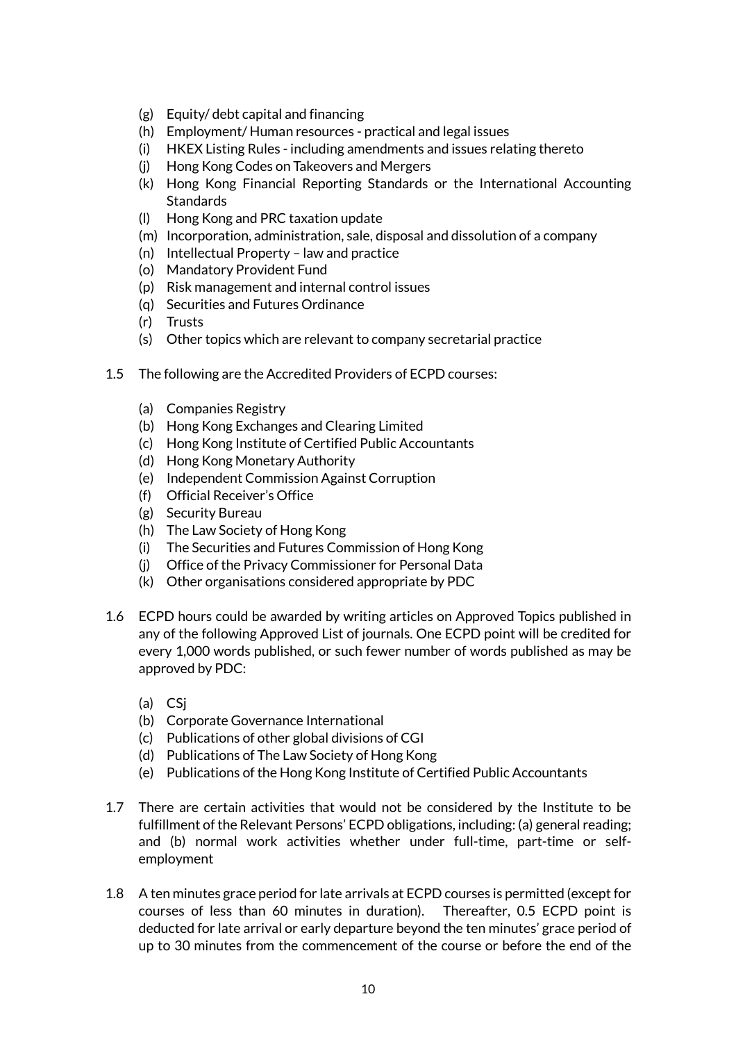(g) Equity/ debt capital and financing
(h) Employment/ Human resources - practical and legal issues
(i) HKEX Listing Rules - including amendments and issues relating thereto
(j) Hong Kong Codes on Takeovers and Mergers
(k) Hong Kong Financial Reporting Standards or the International Accounting Standards
(l) Hong Kong and PRC taxation update
(m) Incorporation, administration, sale, disposal and dissolution of a company
(n) Intellectual Property – law and practice
(o) Mandatory Provident Fund
(p) Risk management and internal control issues
(q) Securities and Futures Ordinance
(r) Trusts
(s) Other topics which are relevant to company secretarial practice

1.5 The following are the Accredited Providers of ECPD courses:

(a) Companies Registry
(b) Hong Kong Exchanges and Clearing Limited
(c) Hong Kong Institute of Certified Public Accountants
(d) Hong Kong Monetary Authority
(e) Independent Commission Against Corruption
(f) Official Receiver's Office
(g) Security Bureau
(h) The Law Society of Hong Kong
(i) The Securities and Futures Commission of Hong Kong
(j) Office of the Privacy Commissioner for Personal Data
(k) Other organisations considered appropriate by PDC

1.6 ECPD hours could be awarded by writing articles on Approved Topics published in any of the following Approved List of journals. One ECPD point will be credited for every 1,000 words published, or such fewer number of words published as may be approved by PDC:

(a) CSj
(b) Corporate Governance International
(c) Publications of other global divisions of CGI
(d) Publications of The Law Society of Hong Kong
(e) Publications of the Hong Kong Institute of Certified Public Accountants

1.7 There are certain activities that would not be considered by the Institute to be fulfillment of the Relevant Persons' ECPD obligations, including: (a) general reading; and (b) normal work activities whether under full-time, part-time or self-employment

1.8 A ten minutes grace period for late arrivals at ECPD courses is permitted (except for courses of less than 60 minutes in duration). Thereafter, 0.5 ECPD point is deducted for late arrival or early departure beyond the ten minutes' grace period of up to 30 minutes from the commencement of the course or before the end of the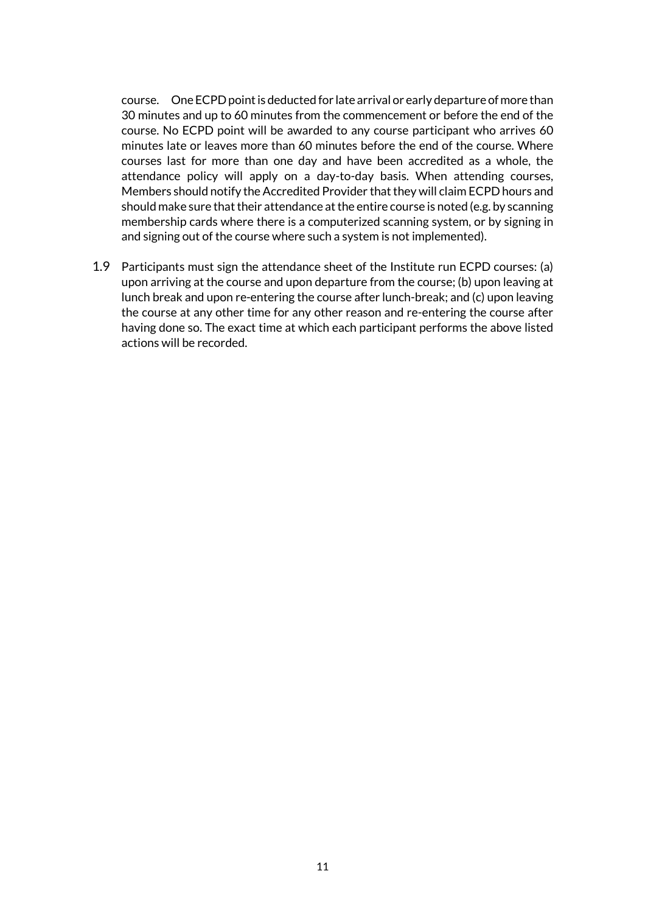course. One ECPD point is deducted for late arrival or early departure of more than 30 minutes and up to 60 minutes from the commencement or before the end of the course. No ECPD point will be awarded to any course participant who arrives 60 minutes late or leaves more than 60 minutes before the end of the course. Where courses last for more than one day and have been accredited as a whole, the attendance policy will apply on a day-to-day basis. When attending courses, Members should notify the Accredited Provider that they will claim ECPD hours and should make sure that their attendance at the entire course is noted (e.g. by scanning membership cards where there is a computerized scanning system, or by signing in and signing out of the course where such a system is not implemented).

1.9 Participants must sign the attendance sheet of the Institute run ECPD courses: (a) upon arriving at the course and upon departure from the course; (b) upon leaving at lunch break and upon re-entering the course after lunch-break; and (c) upon leaving the course at any other time for any other reason and re-entering the course after having done so. The exact time at which each participant performs the above listed actions will be recorded.